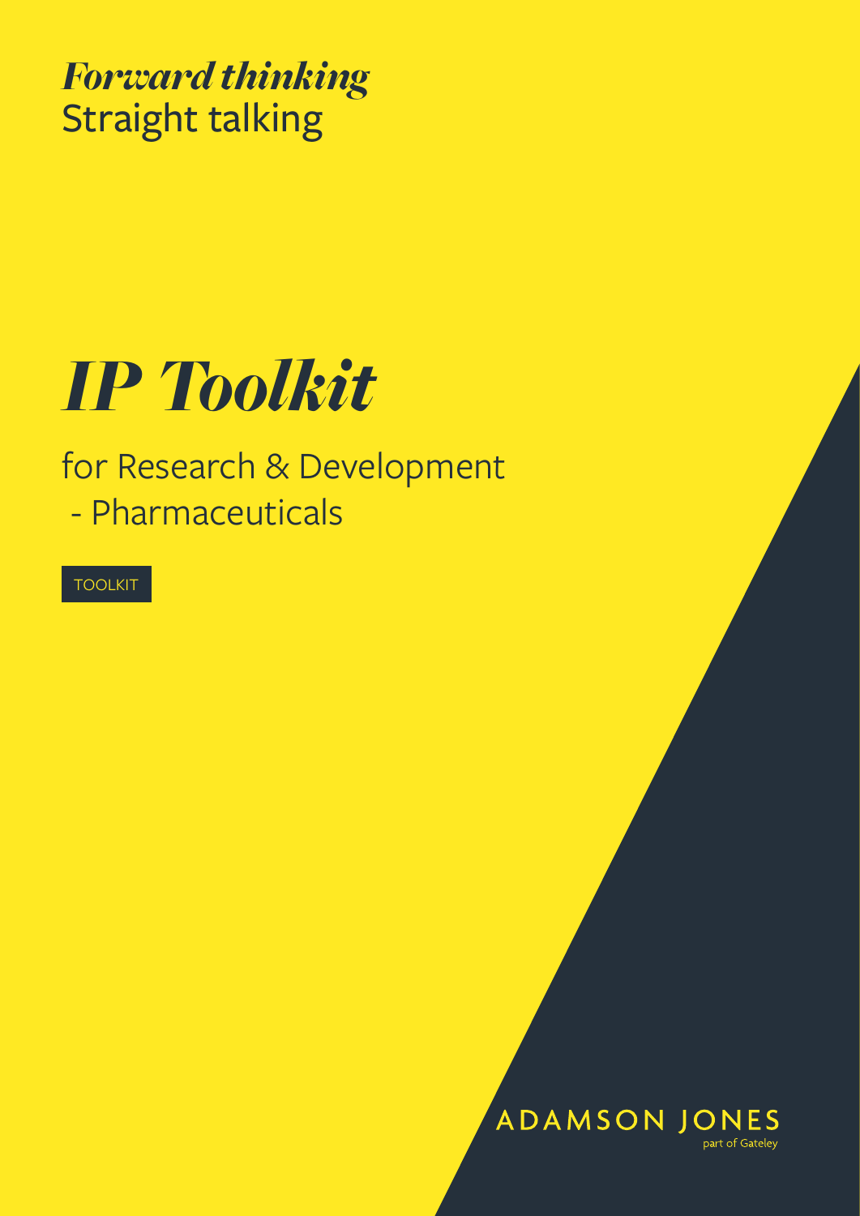***Forward thinking***
Straight talking

# *IP Toolkit*

## for Research & Development - Pharmaceuticals

TOOLKIT

ADAMSON JONES
part of Gateley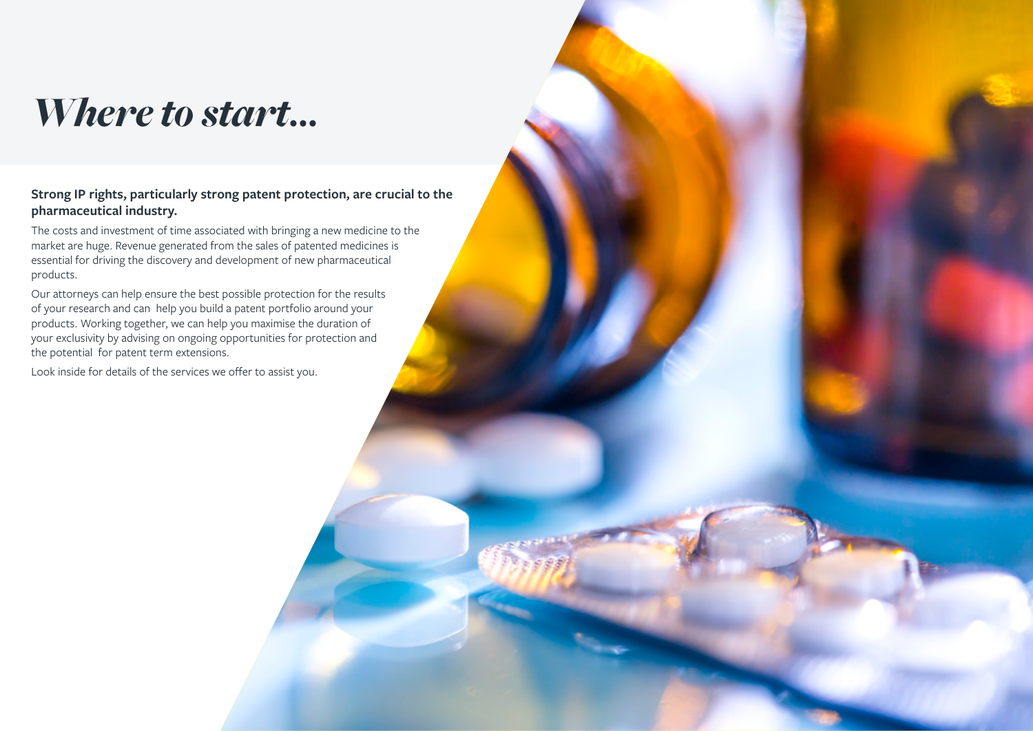# *Where to start...*

**Strong IP rights, particularly strong patent protection, are crucial to the pharmaceutical industry.**

The costs and investment of time associated with bringing a new medicine to the market are huge. Revenue generated from the sales of patented medicines is essential for driving the discovery and development of new pharmaceutical products.

Our attorneys can help ensure the best possible protection for the results of your research and can help you build a patent portfolio around your products. Working together, we can help you maximise the duration of your exclusivity by advising on ongoing opportunities for protection and the potential for patent term extensions.

Look inside for details of the services we offer to assist you.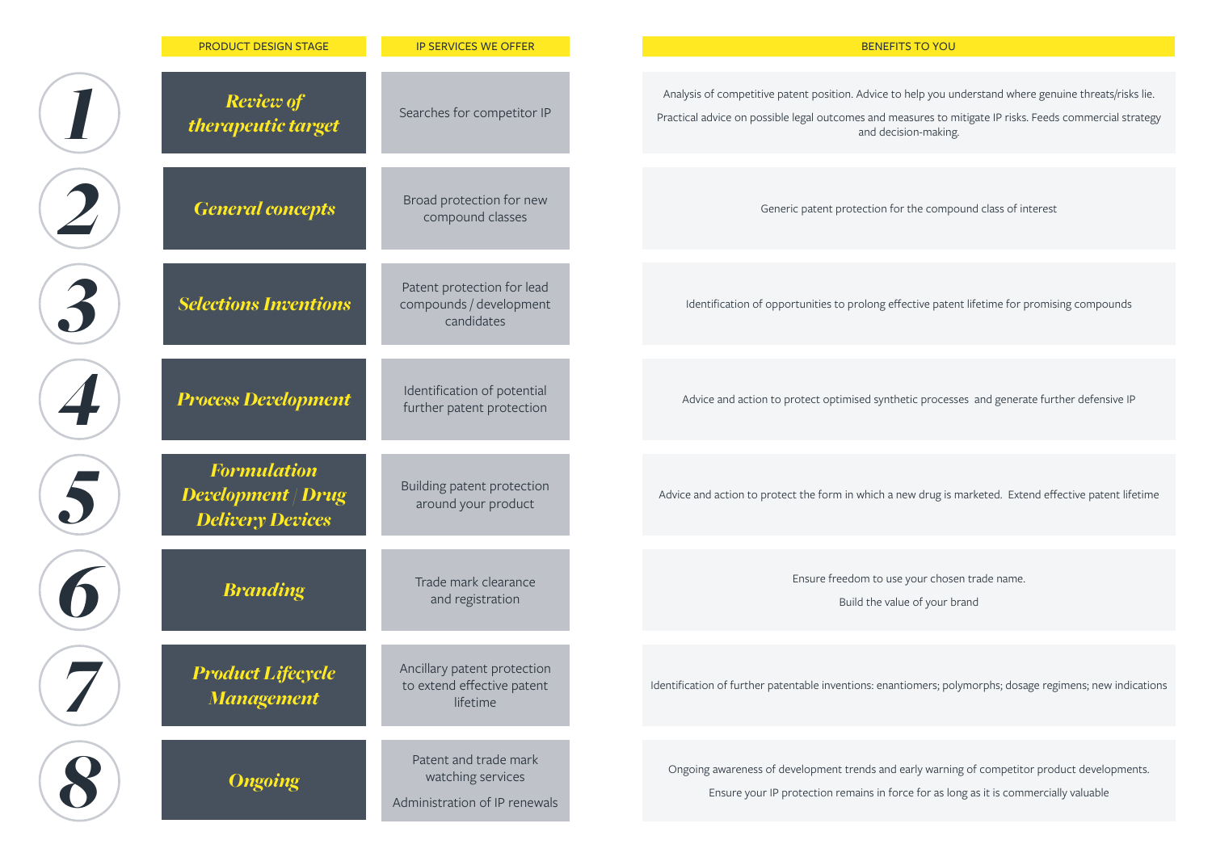| | PRODUCT DESIGN STAGE | IP SERVICES WE OFFER | BENEFITS TO YOU |
|---|---|---|---|
| 1 | *Review of therapeutic target* | Searches for competitor IP | Analysis of competitive patent position. Advice to help you understand where genuine threats/risks lie. Practical advice on possible legal outcomes and measures to mitigate IP risks. Feeds commercial strategy and decision-making. |
| 2 | *General concepts* | Broad protection for new compound classes | Generic patent protection for the compound class of interest |
| 3 | *Selections Inventions* | Patent protection for lead compounds / development candidates | Identification of opportunities to prolong effective patent lifetime for promising compounds |
| 4 | *Process Development* | Identification of potential further patent protection | Advice and action to protect optimised synthetic processes and generate further defensive IP |
| 5 | *Formulation Development / Drug Delivery Devices* | Building patent protection around your product | Advice and action to protect the form in which a new drug is marketed. Extend effective patent lifetime |
| 6 | *Branding* | Trade mark clearance and registration | Ensure freedom to use your chosen trade name. Build the value of your brand |
| 7 | *Product Lifecycle Management* | Ancillary patent protection to extend effective patent lifetime | Identification of further patentable inventions: enantiomers; polymorphs; dosage regimens; new indications |
| 8 | *Ongoing* | Patent and trade mark watching services. Administration of IP renewals | Ongoing awareness of development trends and early warning of competitor product developments. Ensure your IP protection remains in force for as long as it is commercially valuable |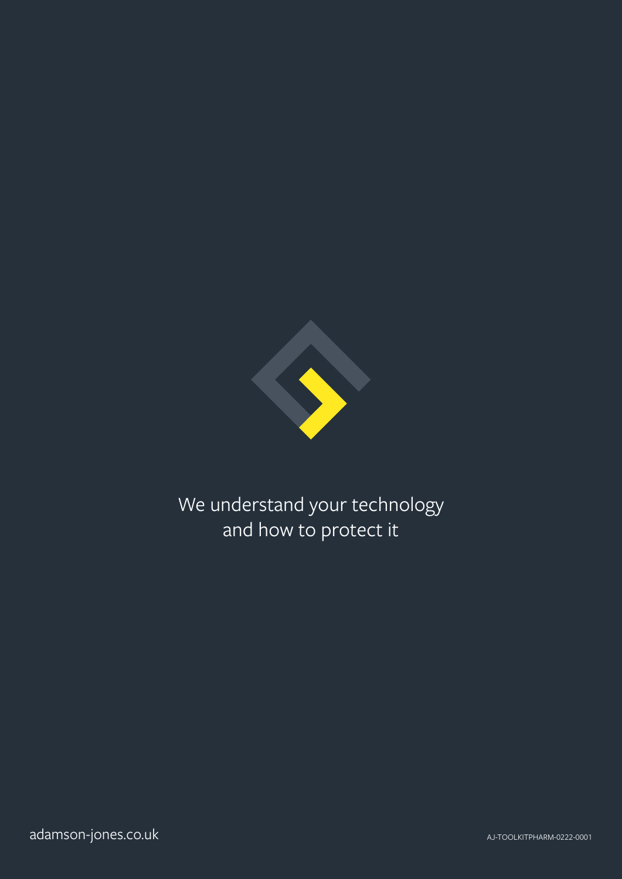We understand your technology
and how to protect it

adamson-jones.co.uk

AJ-TOOLKITPHARM-0222-0001